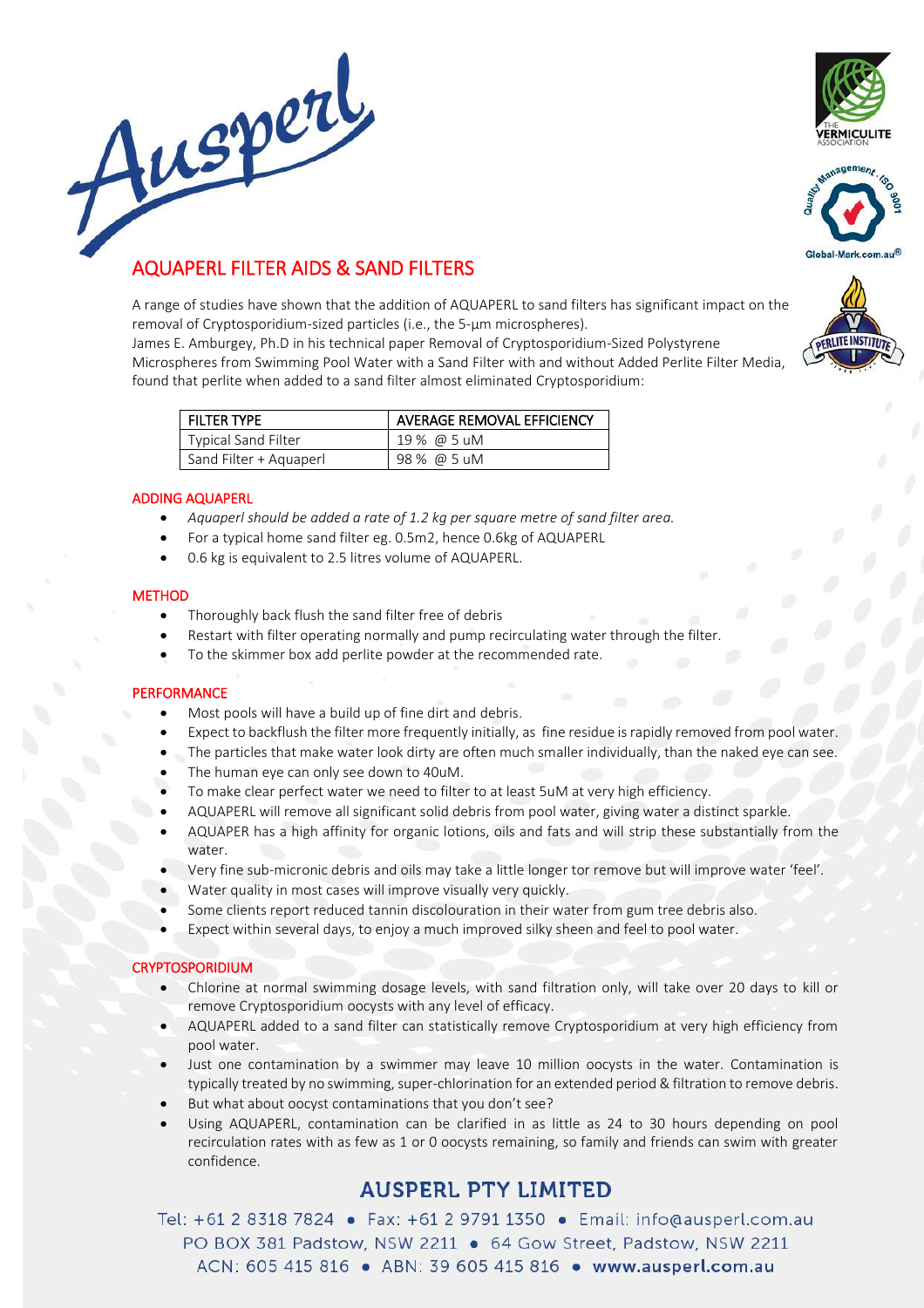Ausperl

# AQUAPERL FILTER AIDS & SAND FILTERS

A range of studies have shown that the addition of AQUAPERL to sand filters has significant impact on the removal of Cryptosporidium-sized particles (i.e., the 5-µm microspheres).
James E. Amburgey, Ph.D in his technical paper Removal of Cryptosporidium-Sized Polystyrene Microspheres from Swimming Pool Water with a Sand Filter with and without Added Perlite Filter Media, found that perlite when added to a sand filter almost eliminated Cryptosporidium:

| FILTER TYPE | AVERAGE REMOVAL EFFICIENCY |
|---|---|
| Typical Sand Filter | 19 % @ 5 uM |
| Sand Filter + Aquaperl | 98 % @ 5 uM |

## ADDING AQUAPERL

- *Aquaperl should be added a rate of 1.2 kg per square metre of sand filter area.*
- For a typical home sand filter eg. 0.5m2, hence 0.6kg of AQUAPERL
- 0.6 kg is equivalent to 2.5 litres volume of AQUAPERL.

## METHOD

- Thoroughly back flush the sand filter free of debris
- Restart with filter operating normally and pump recirculating water through the filter.
- To the skimmer box add perlite powder at the recommended rate.

## PERFORMANCE

- Most pools will have a build up of fine dirt and debris.
- Expect to backflush the filter more frequently initially, as fine residue is rapidly removed from pool water.
- The particles that make water look dirty are often much smaller individually, than the naked eye can see.
- The human eye can only see down to 40uM.
- To make clear perfect water we need to filter to at least 5uM at very high efficiency.
- AQUAPERL will remove all significant solid debris from pool water, giving water a distinct sparkle.
- AQUAPER has a high affinity for organic lotions, oils and fats and will strip these substantially from the water.
- Very fine sub-micronic debris and oils may take a little longer tor remove but will improve water 'feel'.
- Water quality in most cases will improve visually very quickly.
- Some clients report reduced tannin discolouration in their water from gum tree debris also.
- Expect within several days, to enjoy a much improved silky sheen and feel to pool water.

## CRYPTOSPORIDIUM

- Chlorine at normal swimming dosage levels, with sand filtration only, will take over 20 days to kill or remove Cryptosporidium oocysts with any level of efficacy.
- AQUAPERL added to a sand filter can statistically remove Cryptosporidium at very high efficiency from pool water.
- Just one contamination by a swimmer may leave 10 million oocysts in the water. Contamination is typically treated by no swimming, super-chlorination for an extended period & filtration to remove debris.
- But what about oocyst contaminations that you don't see?
- Using AQUAPERL, contamination can be clarified in as little as 24 to 30 hours depending on pool recirculation rates with as few as 1 or 0 oocysts remaining, so family and friends can swim with greater confidence.

**AUSPERL PTY LIMITED**

Tel: +61 2 8318 7824 • Fax: +61 2 9791 1350 • Email: info@ausperl.com.au
PO BOX 381 Padstow, NSW 2211 • 64 Gow Street, Padstow, NSW 2211
ACN: 605 415 816 • ABN: 39 605 415 816 • **www.ausperl.com.au**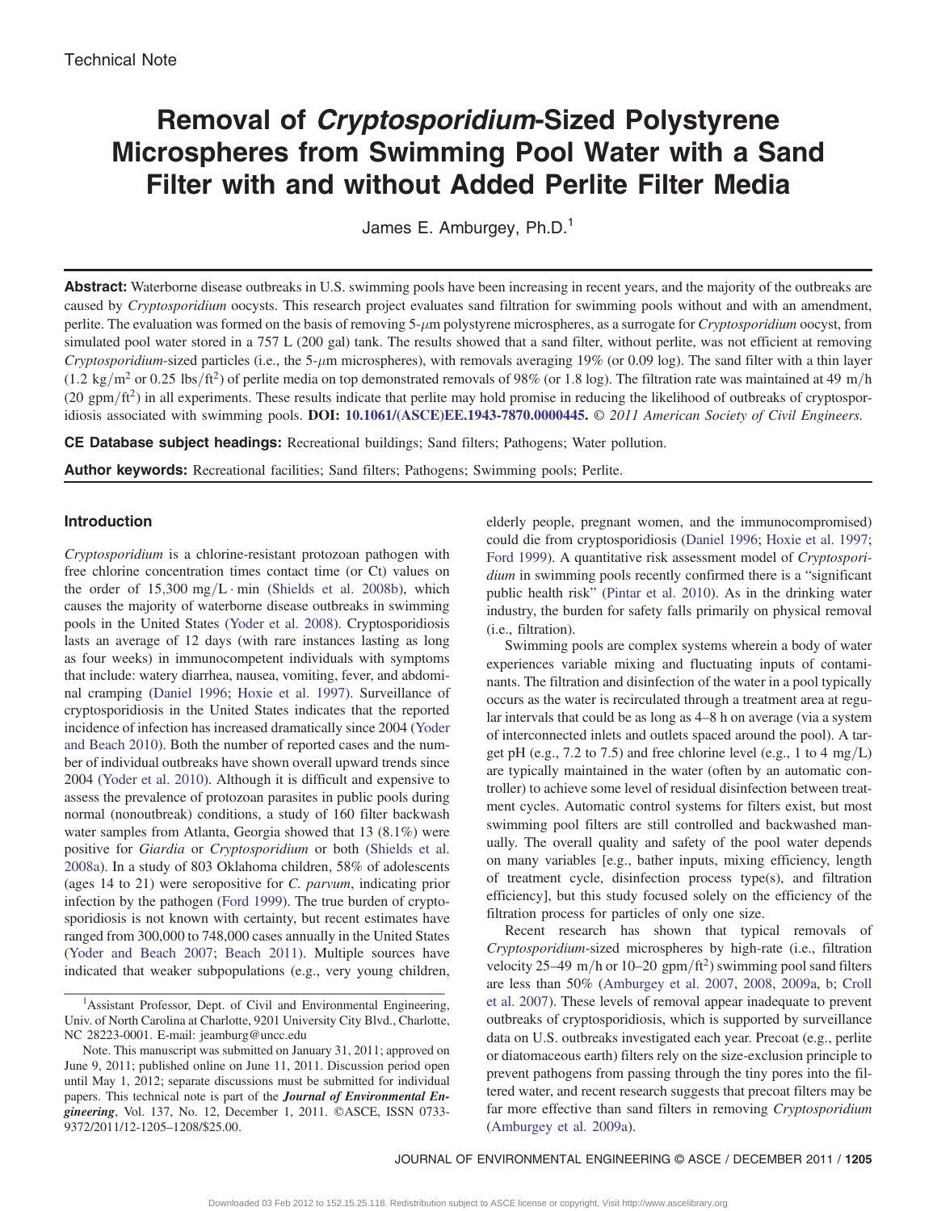Technical Note

# Removal of *Cryptosporidium*-Sized Polystyrene Microspheres from Swimming Pool Water with a Sand Filter with and without Added Perlite Filter Media

James E. Amburgey, Ph.D.[1]

**Abstract:** Waterborne disease outbreaks in U.S. swimming pools have been increasing in recent years, and the majority of the outbreaks are caused by *Cryptosporidium* oocysts. This research project evaluates sand filtration for swimming pools without and with an amendment, perlite. The evaluation was formed on the basis of removing 5-$\mu$m polystyrene microspheres, as a surrogate for *Cryptosporidium* oocyst, from simulated pool water stored in a 757 L (200 gal) tank. The results showed that a sand filter, without perlite, was not efficient at removing *Cryptosporidium*-sized particles (i.e., the 5-$\mu$m microspheres), with removals averaging 19% (or 0.09 log). The sand filter with a thin layer (1.2 $kg/m^2$ or 0.25 $lbs/ft^2$) of perlite media on top demonstrated removals of 98% (or 1.8 log). The filtration rate was maintained at 49 m/h (20 $gpm/ft^2$) in all experiments. These results indicate that perlite may hold promise in reducing the likelihood of outbreaks of cryptosporidiosis associated with swimming pools. **DOI:** **10.1061/(ASCE)EE.1943-7870.0000445.** *© 2011 American Society of Civil Engineers.*

**CE Database subject headings:** Recreational buildings; Sand filters; Pathogens; Water pollution.

**Author keywords:** Recreational facilities; Sand filters; Pathogens; Swimming pools; Perlite.

## Introduction

*Cryptosporidium* is a chlorine-resistant protozoan pathogen with free chlorine concentration times contact time (or Ct) values on the order of 15,300 $mg/L \cdot min$ (Shields et al. 2008b), which causes the majority of waterborne disease outbreaks in swimming pools in the United States (Yoder et al. 2008). Cryptosporidiosis lasts an average of 12 days (with rare instances lasting as long as four weeks) in immunocompetent individuals with symptoms that include: watery diarrhea, nausea, vomiting, fever, and abdominal cramping (Daniel 1996; Hoxie et al. 1997). Surveillance of cryptosporidiosis in the United States indicates that the reported incidence of infection has increased dramatically since 2004 (Yoder and Beach 2010). Both the number of reported cases and the number of individual outbreaks have shown overall upward trends since 2004 (Yoder et al. 2010). Although it is difficult and expensive to assess the prevalence of protozoan parasites in public pools during normal (nonoutbreak) conditions, a study of 160 filter backwash water samples from Atlanta, Georgia showed that 13 (8.1%) were positive for *Giardia* or *Cryptosporidium* or both (Shields et al. 2008a). In a study of 803 Oklahoma children, 58% of adolescents (ages 14 to 21) were seropositive for *C. parvum*, indicating prior infection by the pathogen (Ford 1999). The true burden of cryptosporidiosis is not known with certainty, but recent estimates have ranged from 300,000 to 748,000 cases annually in the United States (Yoder and Beach 2007; Beach 2011). Multiple sources have indicated that weaker subpopulations (e.g., very young children, elderly people, pregnant women, and the immunocompromised) could die from cryptosporidiosis (Daniel 1996; Hoxie et al. 1997; Ford 1999). A quantitative risk assessment model of *Cryptosporidium* in swimming pools recently confirmed there is a "significant public health risk" (Pintar et al. 2010). As in the drinking water industry, the burden for safety falls primarily on physical removal (i.e., filtration).

Swimming pools are complex systems wherein a body of water experiences variable mixing and fluctuating inputs of contaminants. The filtration and disinfection of the water in a pool typically occurs as the water is recirculated through a treatment area at regular intervals that could be as long as 4–8 h on average (via a system of interconnected inlets and outlets spaced around the pool). A target pH (e.g., 7.2 to 7.5) and free chlorine level (e.g., 1 to 4 mg/L) are typically maintained in the water (often by an automatic controller) to achieve some level of residual disinfection between treatment cycles. Automatic control systems for filters exist, but most swimming pool filters are still controlled and backwashed manually. The overall quality and safety of the pool water depends on many variables [e.g., bather inputs, mixing efficiency, length of treatment cycle, disinfection process type(s), and filtration efficiency], but this study focused solely on the efficiency of the filtration process for particles of only one size.

Recent research has shown that typical removals of *Cryptosporidium*-sized microspheres by high-rate (i.e., filtration velocity 25–49 m/h or 10–20 $gpm/ft^2$) swimming pool sand filters are less than 50% (Amburgey et al. 2007, 2008, 2009a, b; Croll et al. 2007). These levels of removal appear inadequate to prevent outbreaks of cryptosporidiosis, which is supported by surveillance data on U.S. outbreaks investigated each year. Precoat (e.g., perlite or diatomaceous earth) filters rely on the size-exclusion principle to prevent pathogens from passing through the tiny pores into the filtered water, and recent research suggests that precoat filters may be far more effective than sand filters in removing *Cryptosporidium* (Amburgey et al. 2009a).

[1]Assistant Professor, Dept. of Civil and Environmental Engineering, Univ. of North Carolina at Charlotte, 9201 University City Blvd., Charlotte, NC 28223-0001. E-mail: jeamburg@uncc.edu

Note. This manuscript was submitted on January 31, 2011; approved on June 9, 2011; published online on June 11, 2011. Discussion period open until May 1, 2012; separate discussions must be submitted for individual papers. This technical note is part of the ***Journal of Environmental Engineering***, Vol. 137, No. 12, December 1, 2011. ©ASCE, ISSN 0733-9372/2011/12-1205–1208/$25.00.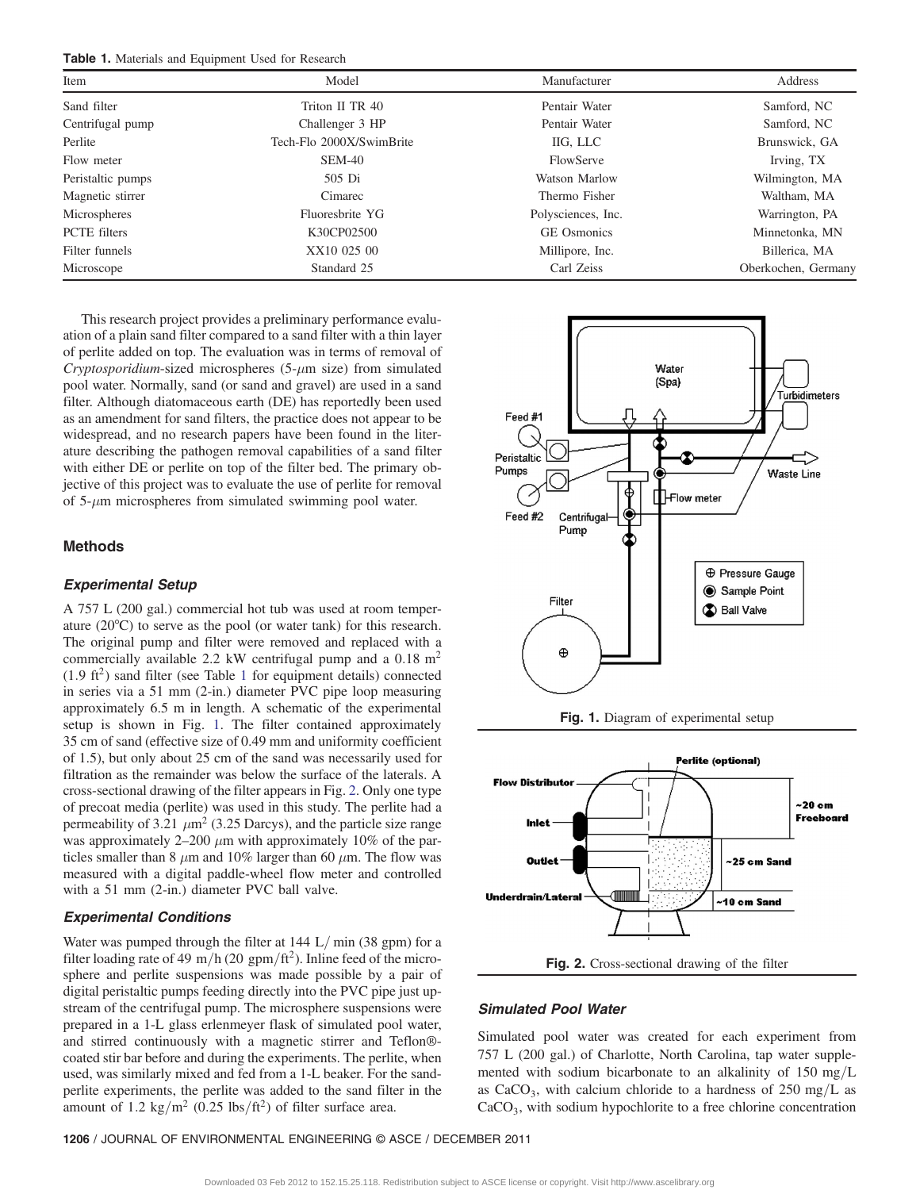**Table 1.** Materials and Equipment Used for Research

| Item | Model | Manufacturer | Address |
|---|---|---|---|
| Sand filter | Triton II TR 40 | Pentair Water | Samford, NC |
| Centrifugal pump | Challenger 3 HP | Pentair Water | Samford, NC |
| Perlite | Tech-Flo 2000X/SwimBrite | IIG, LLC | Brunswick, GA |
| Flow meter | SEM-40 | FlowServe | Irving, TX |
| Peristaltic pumps | 505 Di | Watson Marlow | Wilmington, MA |
| Magnetic stirrer | Cimarec | Thermo Fisher | Waltham, MA |
| Microspheres | Fluoresbrite YG | Polysciences, Inc. | Warrington, PA |
| PCTE filters | K30CP02500 | GE Osmonics | Minnetonka, MN |
| Filter funnels | XX10 025 00 | Millipore, Inc. | Billerica, MA |
| Microscope | Standard 25 | Carl Zeiss | Oberkochen, Germany |

This research project provides a preliminary performance evaluation of a plain sand filter compared to a sand filter with a thin layer of perlite added on top. The evaluation was in terms of removal of *Cryptosporidium*-sized microspheres (5-$\mu$m size) from simulated pool water. Normally, sand (or sand and gravel) are used in a sand filter. Although diatomaceous earth (DE) has reportedly been used as an amendment for sand filters, the practice does not appear to be widespread, and no research papers have been found in the literature describing the pathogen removal capabilities of a sand filter with either DE or perlite on top of the filter bed. The primary objective of this project was to evaluate the use of perlite for removal of 5-$\mu$m microspheres from simulated swimming pool water.

## Methods

### Experimental Setup

A 757 L (200 gal.) commercial hot tub was used at room temperature (20°C) to serve as the pool (or water tank) for this research. The original pump and filter were removed and replaced with a commercially available 2.2 kW centrifugal pump and a 0.18 $m^2$ (1.9 $ft^2$) sand filter (see Table 1 for equipment details) connected in series via a 51 mm (2-in.) diameter PVC pipe loop measuring approximately 6.5 m in length. A schematic of the experimental setup is shown in Fig. 1. The filter contained approximately 35 cm of sand (effective size of 0.49 mm and uniformity coefficient of 1.5), but only about 25 cm of the sand was necessarily used for filtration as the remainder was below the surface of the laterals. A cross-sectional drawing of the filter appears in Fig. 2. Only one type of precoat media (perlite) was used in this study. The perlite had a permeability of 3.21 $\mu m^2$ (3.25 Darcys), and the particle size range was approximately 2–200 $\mu$m with approximately 10% of the particles smaller than 8 $\mu$m and 10% larger than 60 $\mu$m. The flow was measured with a digital paddle-wheel flow meter and controlled with a 51 mm (2-in.) diameter PVC ball valve.

### Experimental Conditions

Water was pumped through the filter at 144 L/min (38 gpm) for a filter loading rate of 49 m/h (20 gpm/$ft^2$). Inline feed of the microsphere and perlite suspensions was made possible by a pair of digital peristaltic pumps feeding directly into the PVC pipe just upstream of the centrifugal pump. The microsphere suspensions were prepared in a 1-L glass erlenmeyer flask of simulated pool water, and stirred continuously with a magnetic stirrer and Teflon®-coated stir bar before and during the experiments. The perlite, when used, was similarly mixed and fed from a 1-L beaker. For the sand-perlite experiments, the perlite was added to the sand filter in the amount of 1.2 kg/$m^2$ (0.25 lbs/$ft^2$) of filter surface area.

**Fig. 1.** Diagram of experimental setup

**Fig. 2.** Cross-sectional drawing of the filter

### Simulated Pool Water

Simulated pool water was created for each experiment from 757 L (200 gal.) of Charlotte, North Carolina, tap water supplemented with sodium bicarbonate to an alkalinity of 150 mg/L as $CaCO_3$, with calcium chloride to a hardness of 250 mg/L as $CaCO_3$, with sodium hypochlorite to a free chlorine concentration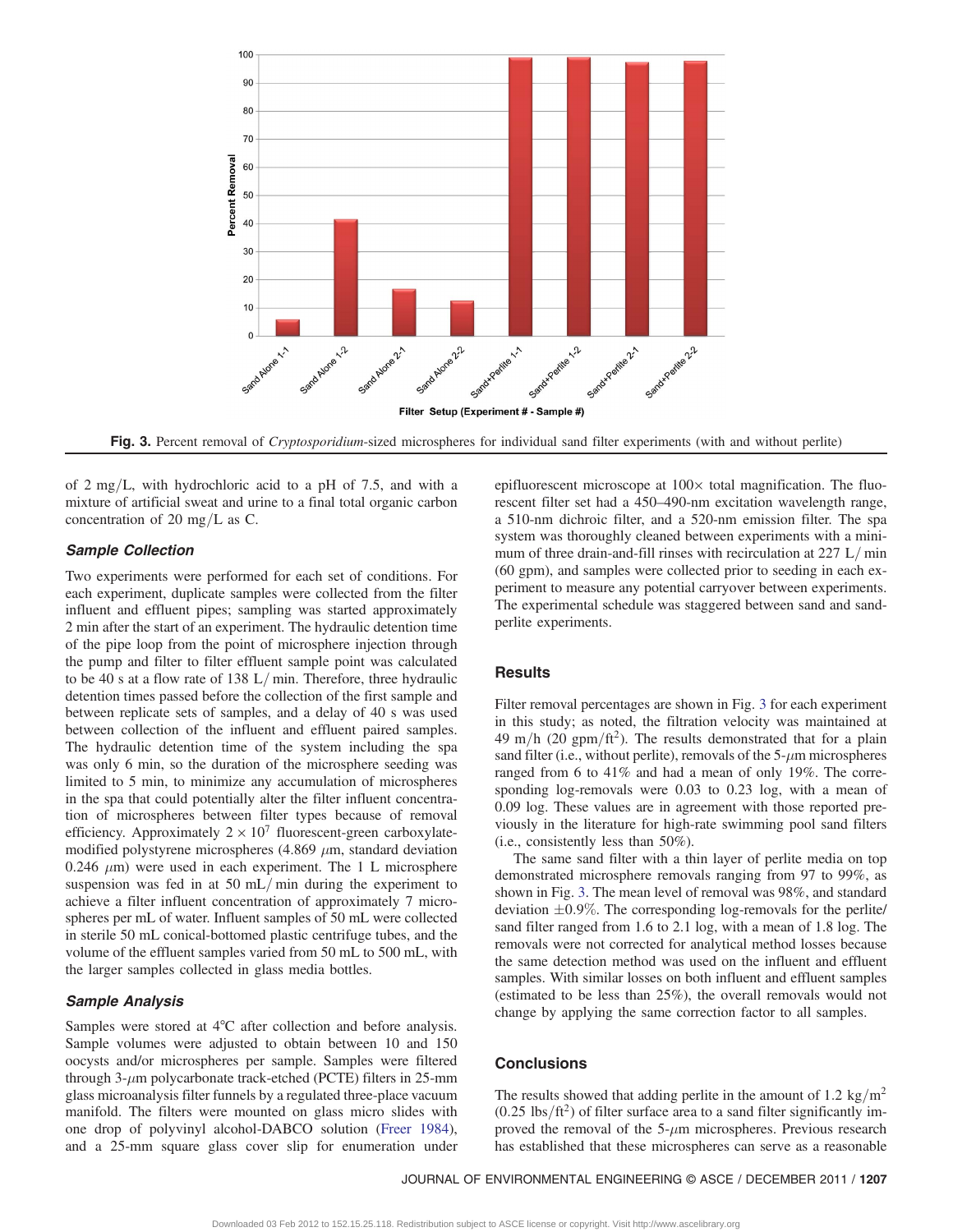Fig. 3. Percent removal of *Cryptosporidium*-sized microspheres for individual sand filter experiments (with and without perlite)

of 2 mg/L, with hydrochloric acid to a pH of 7.5, and with a mixture of artificial sweat and urine to a final total organic carbon concentration of 20 mg/L as C.

### *Sample Collection*

Two experiments were performed for each set of conditions. For each experiment, duplicate samples were collected from the filter influent and effluent pipes; sampling was started approximately 2 min after the start of an experiment. The hydraulic detention time of the pipe loop from the point of microsphere injection through the pump and filter to filter effluent sample point was calculated to be 40 s at a flow rate of 138 L/min. Therefore, three hydraulic detention times passed before the collection of the first sample and between replicate sets of samples, and a delay of 40 s was used between collection of the influent and effluent paired samples. The hydraulic detention time of the system including the spa was only 6 min, so the duration of the microsphere seeding was limited to 5 min, to minimize any accumulation of microspheres in the spa that could potentially alter the filter influent concentration of microspheres between filter types because of removal efficiency. Approximately $2 \times 10^7$ fluorescent-green carboxylate-modified polystyrene microspheres (4.869 $\mu$m, standard deviation 0.246 $\mu$m) were used in each experiment. The 1 L microsphere suspension was fed in at 50 mL/min during the experiment to achieve a filter influent concentration of approximately 7 microspheres per mL of water. Influent samples of 50 mL were collected in sterile 50 mL conical-bottomed plastic centrifuge tubes, and the volume of the effluent samples varied from 50 mL to 500 mL, with the larger samples collected in glass media bottles.

### *Sample Analysis*

Samples were stored at 4°C after collection and before analysis. Sample volumes were adjusted to obtain between 10 and 150 oocysts and/or microspheres per sample. Samples were filtered through 3-$\mu$m polycarbonate track-etched (PCTE) filters in 25-mm glass microanalysis filter funnels by a regulated three-place vacuum manifold. The filters were mounted on glass micro slides with one drop of polyvinyl alcohol-DABCO solution (Freer 1984), and a 25-mm square glass cover slip for enumeration under epifluorescent microscope at 100× total magnification. The fluorescent filter set had a 450–490-nm excitation wavelength range, a 510-nm dichroic filter, and a 520-nm emission filter. The spa system was thoroughly cleaned between experiments with a minimum of three drain-and-fill rinses with recirculation at 227 L/min (60 gpm), and samples were collected prior to seeding in each experiment to measure any potential carryover between experiments. The experimental schedule was staggered between sand and sand-perlite experiments.

## Results

Filter removal percentages are shown in Fig. 3 for each experiment in this study; as noted, the filtration velocity was maintained at 49 m/h (20 gpm/ft$^2$). The results demonstrated that for a plain sand filter (i.e., without perlite), removals of the 5-$\mu$m microspheres ranged from 6 to 41% and had a mean of only 19%. The corresponding log-removals were 0.03 to 0.23 log, with a mean of 0.09 log. These values are in agreement with those reported previously in the literature for high-rate swimming pool sand filters (i.e., consistently less than 50%).

The same sand filter with a thin layer of perlite media on top demonstrated microsphere removals ranging from 97 to 99%, as shown in Fig. 3. The mean level of removal was 98%, and standard deviation ±0.9%. The corresponding log-removals for the perlite/sand filter ranged from 1.6 to 2.1 log, with a mean of 1.8 log. The removals were not corrected for analytical method losses because the same detection method was used on the influent and effluent samples. With similar losses on both influent and effluent samples (estimated to be less than 25%), the overall removals would not change by applying the same correction factor to all samples.

## Conclusions

The results showed that adding perlite in the amount of 1.2 kg/m$^2$ (0.25 lbs/ft$^2$) of filter surface area to a sand filter significantly improved the removal of the 5-$\mu$m microspheres. Previous research has established that these microspheres can serve as a reasonable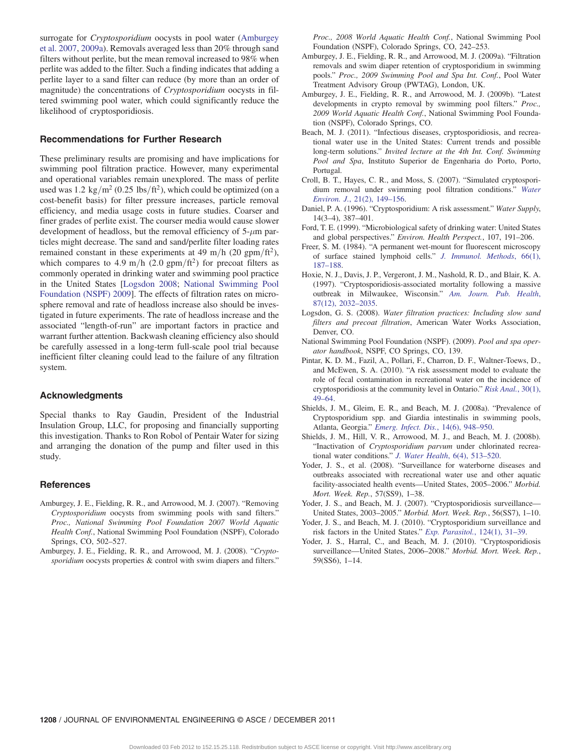surrogate for *Cryptosporidium* oocysts in pool water (Amburgey et al. 2007, 2009a). Removals averaged less than 20% through sand filters without perlite, but the mean removal increased to 98% when perlite was added to the filter. Such a finding indicates that adding a perlite layer to a sand filter can reduce (by more than an order of magnitude) the concentrations of *Cryptosporidium* oocysts in filtered swimming pool water, which could significantly reduce the likelihood of cryptosporidiosis.

## Recommendations for Further Research

These preliminary results are promising and have implications for swimming pool filtration practice. However, many experimental and operational variables remain unexplored. The mass of perlite used was $1.2\ \mathrm{kg/m^2}$ ($0.25\ \mathrm{lbs/ft^2}$), which could be optimized (on a cost-benefit basis) for filter pressure increases, particle removal efficiency, and media usage costs in future studies. Coarser and finer grades of perlite exist. The courser media would cause slower development of headloss, but the removal efficiency of 5-$\mu$m particles might decrease. The sand and sand/perlite filter loading rates remained constant in these experiments at $49\ \mathrm{m/h}$ ($20\ \mathrm{gpm/ft^2}$), which compares to $4.9\ \mathrm{m/h}$ ($2.0\ \mathrm{gpm/ft^2}$) for precoat filters as commonly operated in drinking water and swimming pool practice in the United States [Logsdon 2008; National Swimming Pool Foundation (NSPF) 2009]. The effects of filtration rates on microsphere removal and rate of headloss increase also should be investigated in future experiments. The rate of headloss increase and the associated "length-of-run" are important factors in practice and warrant further attention. Backwash cleaning efficiency also should be carefully assessed in a long-term full-scale pool trial because inefficient filter cleaning could lead to the failure of any filtration system.

## Acknowledgments

Special thanks to Ray Gaudin, President of the Industrial Insulation Group, LLC, for proposing and financially supporting this investigation. Thanks to Ron Robol of Pentair Water for sizing and arranging the donation of the pump and filter used in this study.

## References

Amburgey, J. E., Fielding, R. R., and Arrowood, M. J. (2007). "Removing *Cryptosporidium* oocysts from swimming pools with sand filters." *Proc., National Swimming Pool Foundation 2007 World Aquatic Health Conf.*, National Swimming Pool Foundation (NSPF), Colorado Springs, CO, 502–527.

Amburgey, J. E., Fielding, R. R., and Arrowood, M. J. (2008). "*Cryptosporidium* oocysts properties & control with swim diapers and filters." *Proc., 2008 World Aquatic Health Conf.*, National Swimming Pool Foundation (NSPF), Colorado Springs, CO, 242–253.

Amburgey, J. E., Fielding, R. R., and Arrowood, M. J. (2009a). "Filtration removals and swim diaper retention of cryptosporidium in swimming pools." *Proc., 2009 Swimming Pool and Spa Int. Conf.*, Pool Water Treatment Advisory Group (PWTAG), London, UK.

Amburgey, J. E., Fielding, R. R., and Arrowood, M. J. (2009b). "Latest developments in crypto removal by swimming pool filters." *Proc., 2009 World Aquatic Health Conf.*, National Swimming Pool Foundation (NSPF), Colorado Springs, CO.

Beach, M. J. (2011). "Infectious diseases, cryptosporidiosis, and recreational water use in the United States: Current trends and possible long-term solutions." *Invited lecture at the 4th Int. Conf. Swimming Pool and Spa*, Instituto Superior de Engenharia do Porto, Porto, Portugal.

Croll, B. T., Hayes, C. R., and Moss, S. (2007). "Simulated cryptosporidium removal under swimming pool filtration conditions." *Water Environ. J.*, 21(2), 149–156.

Daniel, P. A. (1996). "Cryptosporidium: A risk assessment." *Water Supply*, 14(3–4), 387–401.

Ford, T. E. (1999). "Microbiological safety of drinking water: United States and global perspectives." *Environ. Health Perspect.*, 107, 191–206.

Freer, S. M. (1984). "A permanent wet-mount for fluorescent microscopy of surface stained lymphoid cells." *J. Immunol. Methods*, 66(1), 187–188.

Hoxie, N. J., Davis, J. P., Vergeront, J. M., Nashold, R. D., and Blair, K. A. (1997). "Cryptosporidiosis-associated mortality following a massive outbreak in Milwaukee, Wisconsin." *Am. Journ. Pub. Health*, 87(12), 2032–2035.

Logsdon, G. S. (2008). *Water filtration practices: Including slow sand filters and precoat filtration*, American Water Works Association, Denver, CO.

National Swimming Pool Foundation (NSPF). (2009). *Pool and spa operator handbook*, NSPF, CO Springs, CO, 139.

Pintar, K. D. M., Fazil, A., Pollari, F., Charron, D. F., Waltner-Toews, D., and McEwen, S. A. (2010). "A risk assessment model to evaluate the role of fecal contamination in recreational water on the incidence of cryptosporidiosis at the community level in Ontario." *Risk Anal.*, 30(1), 49–64.

Shields, J. M., Gleim, E. R., and Beach, M. J. (2008a). "Prevalence of Cryptosporidium spp. and Giardia intestinalis in swimming pools, Atlanta, Georgia." *Emerg. Infect. Dis.*, 14(6), 948–950.

Shields, J. M., Hill, V. R., Arrowood, M. J., and Beach, M. J. (2008b). "Inactivation of *Cryptosporidium parvum* under chlorinated recreational water conditions." *J. Water Health*, 6(4), 513–520.

Yoder, J. S., et al. (2008). "Surveillance for waterborne diseases and outbreaks associated with recreational water use and other aquatic facility-associated health events—United States, 2005–2006." *Morbid. Mort. Week. Rep.*, 57(SS9), 1–38.

Yoder, J. S., and Beach, M. J. (2007). "Cryptosporidiosis surveillance—United States, 2003–2005." *Morbid. Mort. Week. Rep.*, 56(SS7), 1–10.

Yoder, J. S., and Beach, M. J. (2010). "Cryptosporidium surveillance and risk factors in the United States." *Exp. Parasitol.*, 124(1), 31–39.

Yoder, J. S., Harral, C., and Beach, M. J. (2010). "Cryptosporidiosis surveillance—United States, 2006–2008." *Morbid. Mort. Week. Rep.*, 59(SS6), 1–14.